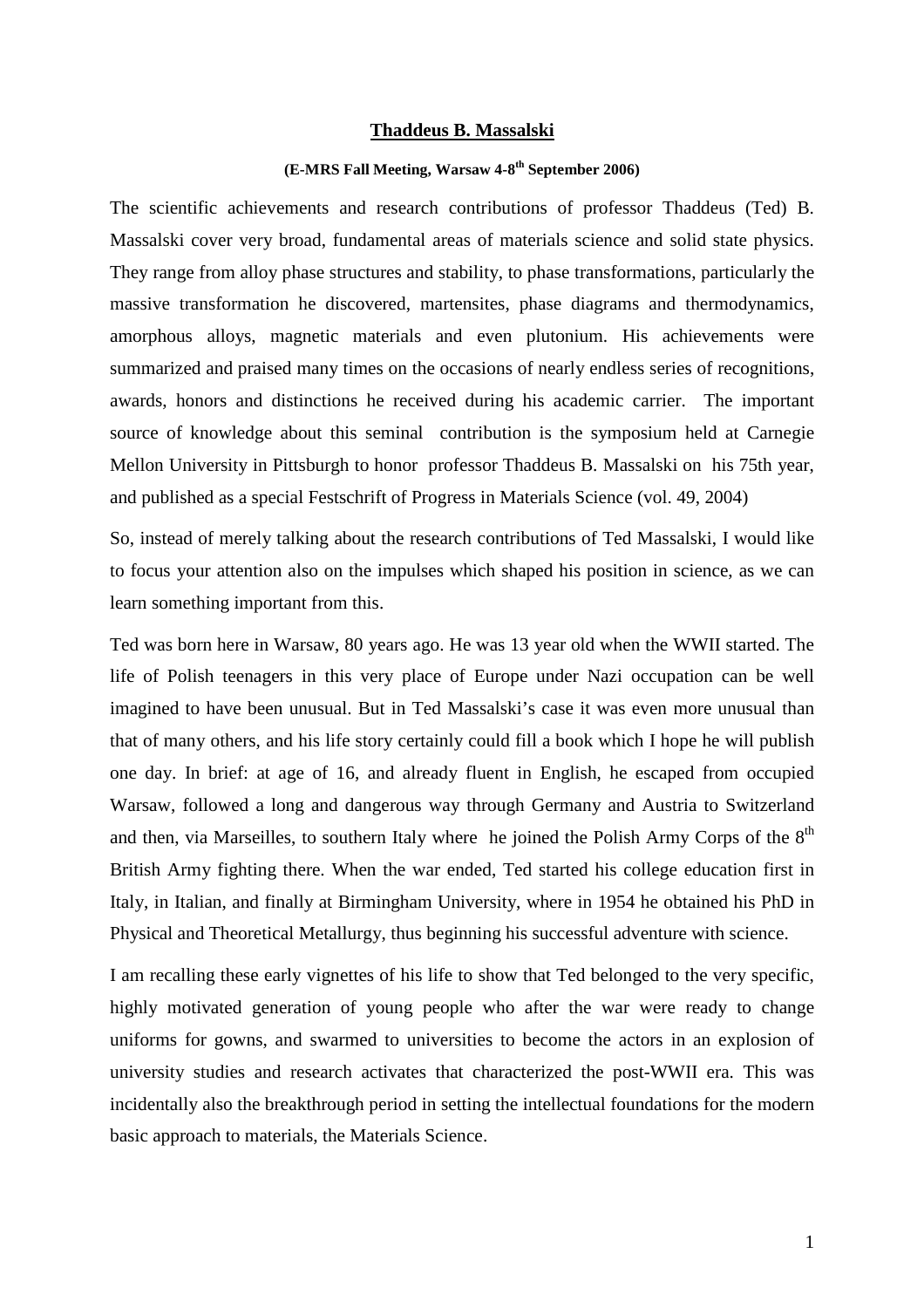# Thaddeus B. Massalski

**(E-MRS Fall Meeting, Warsaw 4-8th September 2006)**

The scientific achievements and research contributions of professor Thaddeus (Ted) B. Massalski cover very broad, fundamental areas of materials science and solid state physics. They range from alloy phase structures and stability, to phase transformations, particularly the massive transformation he discovered, martensites, phase diagrams and thermodynamics, amorphous alloys, magnetic materials and even plutonium. His achievements were summarized and praised many times on the occasions of nearly endless series of recognitions, awards, honors and distinctions he received during his academic carrier. The important source of knowledge about this seminal contribution is the symposium held at Carnegie Mellon University in Pittsburgh to honor professor Thaddeus B. Massalski on his 75th year, and published as a special Festschrift of Progress in Materials Science (vol. 49, 2004)

So, instead of merely talking about the research contributions of Ted Massalski, I would like to focus your attention also on the impulses which shaped his position in science, as we can learn something important from this.

Ted was born here in Warsaw, 80 years ago. He was 13 year old when the WWII started. The life of Polish teenagers in this very place of Europe under Nazi occupation can be well imagined to have been unusual. But in Ted Massalski's case it was even more unusual than that of many others, and his life story certainly could fill a book which I hope he will publish one day. In brief: at age of 16, and already fluent in English, he escaped from occupied Warsaw, followed a long and dangerous way through Germany and Austria to Switzerland and then, via Marseilles, to southern Italy where he joined the Polish Army Corps of the 8th British Army fighting there. When the war ended, Ted started his college education first in Italy, in Italian, and finally at Birmingham University, where in 1954 he obtained his PhD in Physical and Theoretical Metallurgy, thus beginning his successful adventure with science.

I am recalling these early vignettes of his life to show that Ted belonged to the very specific, highly motivated generation of young people who after the war were ready to change uniforms for gowns, and swarmed to universities to become the actors in an explosion of university studies and research activates that characterized the post-WWII era. This was incidentally also the breakthrough period in setting the intellectual foundations for the modern basic approach to materials, the Materials Science.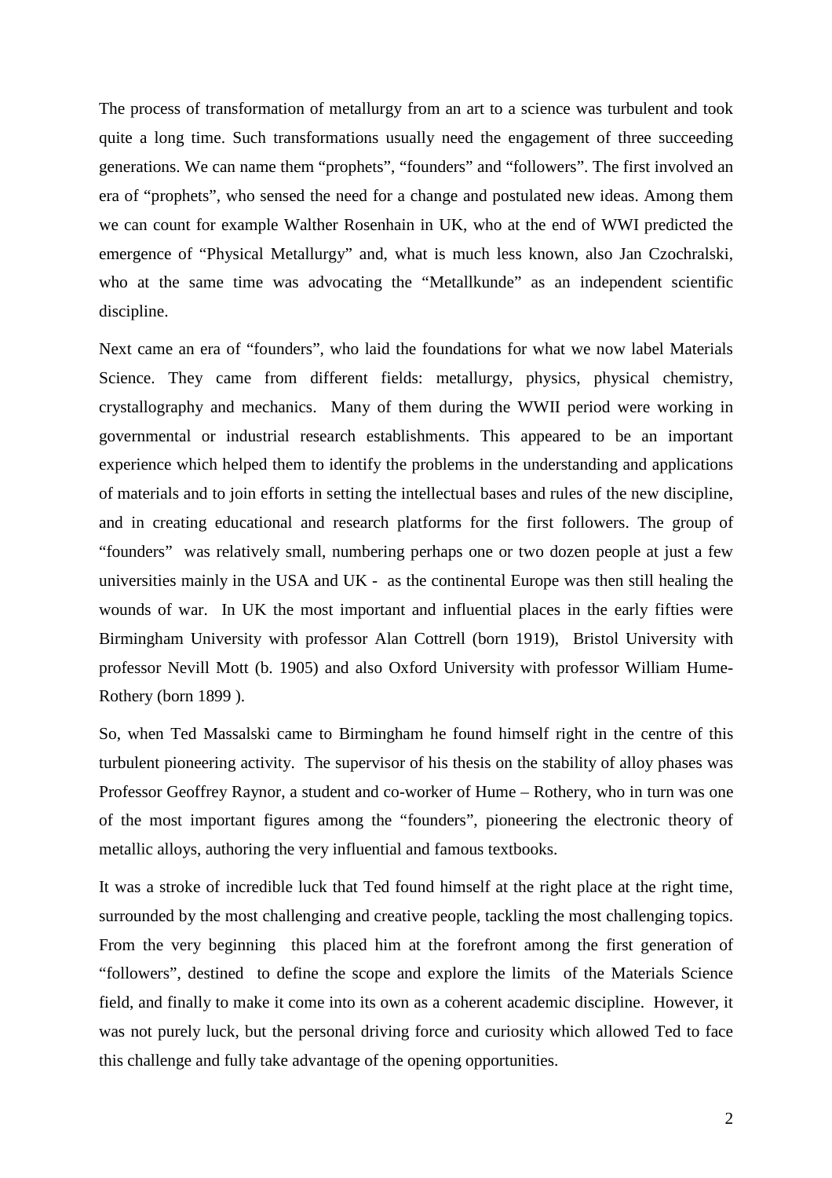The process of transformation of metallurgy from an art to a science was turbulent and took quite a long time. Such transformations usually need the engagement of three succeeding generations. We can name them "prophets", "founders" and "followers". The first involved an era of "prophets", who sensed the need for a change and postulated new ideas. Among them we can count for example Walther Rosenhain in UK, who at the end of WWI predicted the emergence of "Physical Metallurgy" and, what is much less known, also Jan Czochralski, who at the same time was advocating the "Metallkunde" as an independent scientific discipline.

Next came an era of "founders", who laid the foundations for what we now label Materials Science. They came from different fields: metallurgy, physics, physical chemistry, crystallography and mechanics. Many of them during the WWII period were working in governmental or industrial research establishments. This appeared to be an important experience which helped them to identify the problems in the understanding and applications of materials and to join efforts in setting the intellectual bases and rules of the new discipline, and in creating educational and research platforms for the first followers. The group of "founders" was relatively small, numbering perhaps one or two dozen people at just a few universities mainly in the USA and UK - as the continental Europe was then still healing the wounds of war. In UK the most important and influential places in the early fifties were Birmingham University with professor Alan Cottrell (born 1919), Bristol University with professor Nevill Mott (b. 1905) and also Oxford University with professor William Hume-Rothery (born 1899 ).

So, when Ted Massalski came to Birmingham he found himself right in the centre of this turbulent pioneering activity. The supervisor of his thesis on the stability of alloy phases was Professor Geoffrey Raynor, a student and co-worker of Hume – Rothery, who in turn was one of the most important figures among the "founders", pioneering the electronic theory of metallic alloys, authoring the very influential and famous textbooks.

It was a stroke of incredible luck that Ted found himself at the right place at the right time, surrounded by the most challenging and creative people, tackling the most challenging topics. From the very beginning this placed him at the forefront among the first generation of "followers", destined to define the scope and explore the limits of the Materials Science field, and finally to make it come into its own as a coherent academic discipline. However, it was not purely luck, but the personal driving force and curiosity which allowed Ted to face this challenge and fully take advantage of the opening opportunities.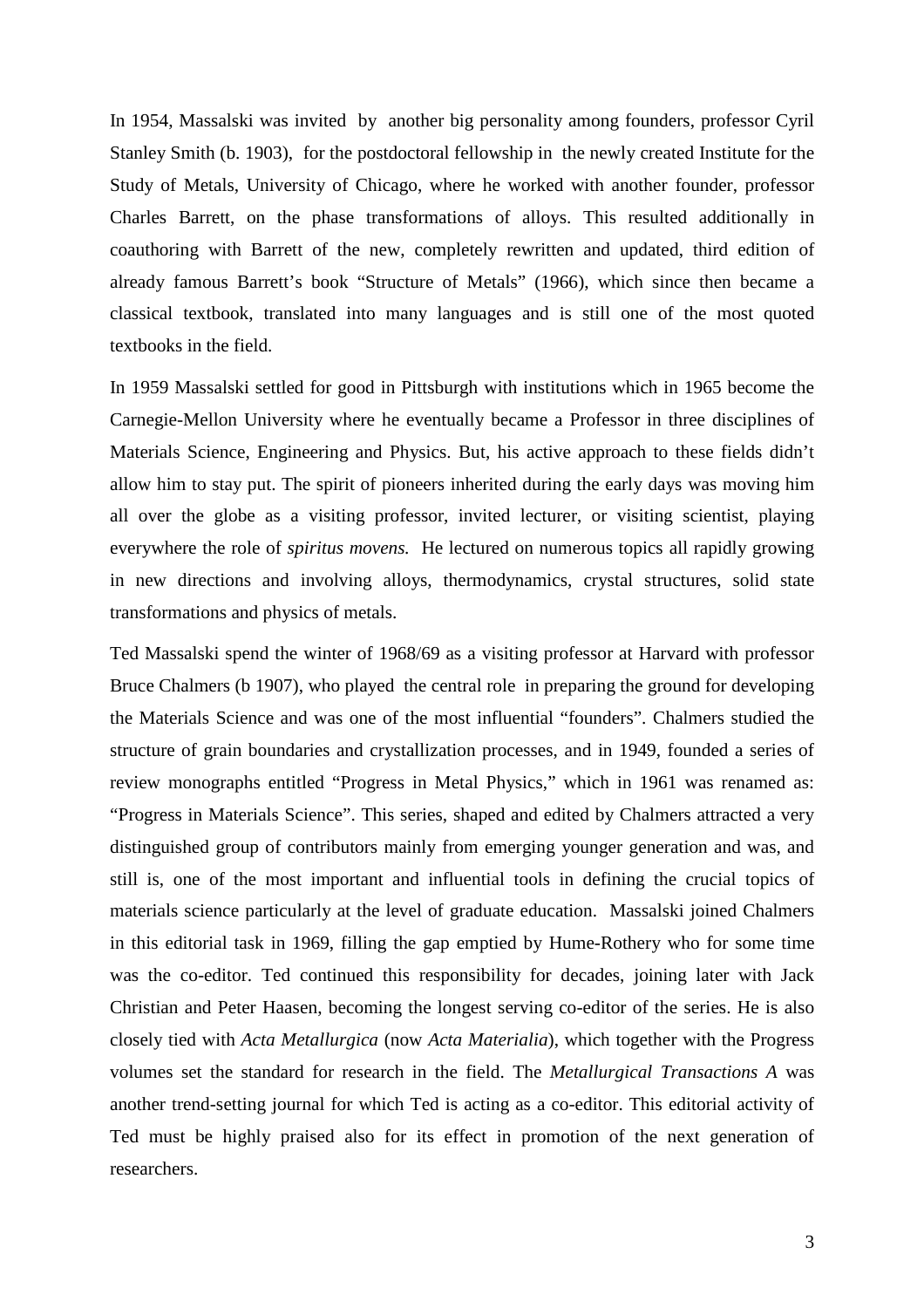In 1954, Massalski was invited by another big personality among founders, professor Cyril Stanley Smith (b. 1903), for the postdoctoral fellowship in the newly created Institute for the Study of Metals, University of Chicago, where he worked with another founder, professor Charles Barrett, on the phase transformations of alloys. This resulted additionally in coauthoring with Barrett of the new, completely rewritten and updated, third edition of already famous Barrett's book "Structure of Metals" (1966), which since then became a classical textbook, translated into many languages and is still one of the most quoted textbooks in the field.

In 1959 Massalski settled for good in Pittsburgh with institutions which in 1965 become the Carnegie-Mellon University where he eventually became a Professor in three disciplines of Materials Science, Engineering and Physics. But, his active approach to these fields didn't allow him to stay put. The spirit of pioneers inherited during the early days was moving him all over the globe as a visiting professor, invited lecturer, or visiting scientist, playing everywhere the role of *spiritus movens.* He lectured on numerous topics all rapidly growing in new directions and involving alloys, thermodynamics, crystal structures, solid state transformations and physics of metals.

Ted Massalski spend the winter of 1968/69 as a visiting professor at Harvard with professor Bruce Chalmers (b 1907), who played the central role in preparing the ground for developing the Materials Science and was one of the most influential "founders". Chalmers studied the structure of grain boundaries and crystallization processes, and in 1949, founded a series of review monographs entitled "Progress in Metal Physics," which in 1961 was renamed as: "Progress in Materials Science". This series, shaped and edited by Chalmers attracted a very distinguished group of contributors mainly from emerging younger generation and was, and still is, one of the most important and influential tools in defining the crucial topics of materials science particularly at the level of graduate education. Massalski joined Chalmers in this editorial task in 1969, filling the gap emptied by Hume-Rothery who for some time was the co-editor. Ted continued this responsibility for decades, joining later with Jack Christian and Peter Haasen, becoming the longest serving co-editor of the series. He is also closely tied with *Acta Metallurgica* (now *Acta Materialia*), which together with the Progress volumes set the standard for research in the field. The *Metallurgical Transactions A* was another trend-setting journal for which Ted is acting as a co-editor. This editorial activity of Ted must be highly praised also for its effect in promotion of the next generation of researchers.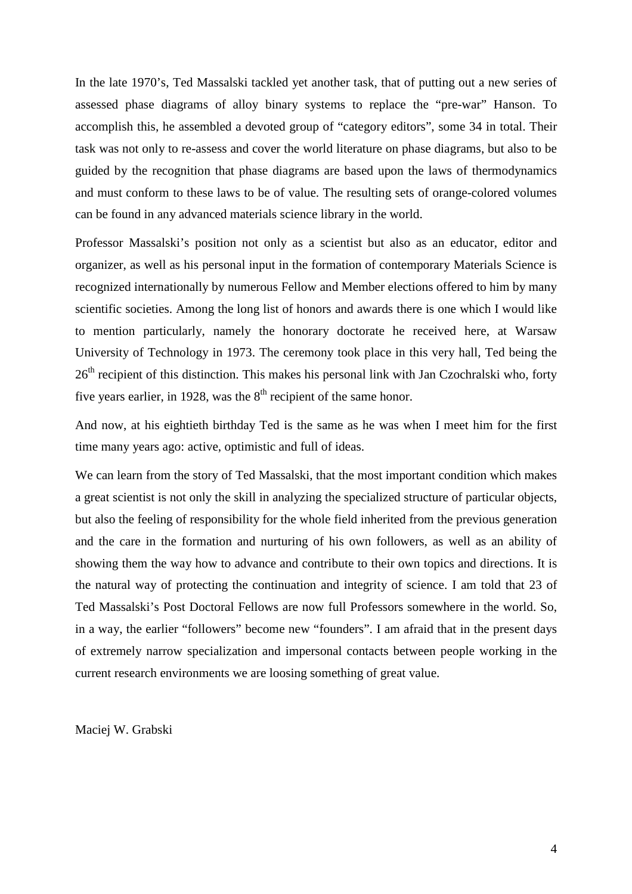In the late 1970's, Ted Massalski tackled yet another task, that of putting out a new series of assessed phase diagrams of alloy binary systems to replace the "pre-war" Hanson. To accomplish this, he assembled a devoted group of "category editors", some 34 in total. Their task was not only to re-assess and cover the world literature on phase diagrams, but also to be guided by the recognition that phase diagrams are based upon the laws of thermodynamics and must conform to these laws to be of value. The resulting sets of orange-colored volumes can be found in any advanced materials science library in the world.

Professor Massalski's position not only as a scientist but also as an educator, editor and organizer, as well as his personal input in the formation of contemporary Materials Science is recognized internationally by numerous Fellow and Member elections offered to him by many scientific societies. Among the long list of honors and awards there is one which I would like to mention particularly, namely the honorary doctorate he received here, at Warsaw University of Technology in 1973. The ceremony took place in this very hall, Ted being the 26th recipient of this distinction. This makes his personal link with Jan Czochralski who, forty five years earlier, in 1928, was the 8th recipient of the same honor.

And now, at his eightieth birthday Ted is the same as he was when I meet him for the first time many years ago: active, optimistic and full of ideas.

We can learn from the story of Ted Massalski, that the most important condition which makes a great scientist is not only the skill in analyzing the specialized structure of particular objects, but also the feeling of responsibility for the whole field inherited from the previous generation and the care in the formation and nurturing of his own followers, as well as an ability of showing them the way how to advance and contribute to their own topics and directions. It is the natural way of protecting the continuation and integrity of science. I am told that 23 of Ted Massalski's Post Doctoral Fellows are now full Professors somewhere in the world. So, in a way, the earlier "followers" become new "founders". I am afraid that in the present days of extremely narrow specialization and impersonal contacts between people working in the current research environments we are loosing something of great value.

Maciej W. Grabski